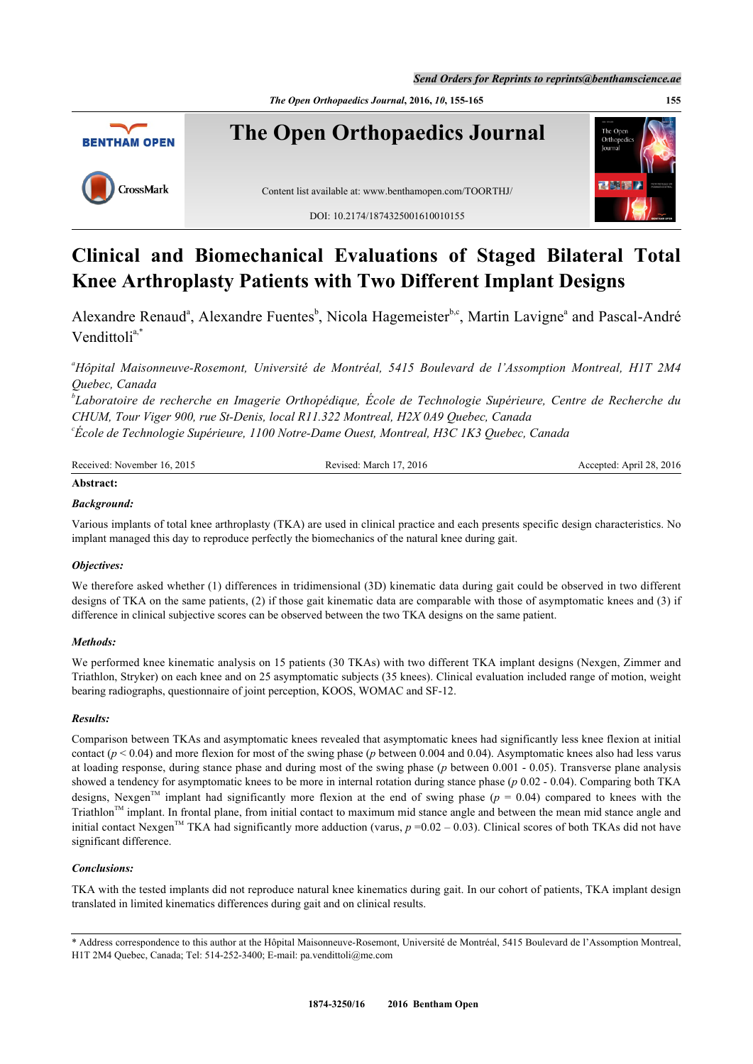# Clinical and Biomechanical Evaluations of Staged Bilateral Total Knee Arthroplasty Patients with Two Different Implant Designs

Alexandre Renaud[a], Alexandre Fuentes[b], Nicola Hagemeister[b,c], Martin Lavigne[a] and Pascal-André Vendittoli[a,*]

[a]*Hôpital Maisonneuve-Rosemont, Université de Montréal, 5415 Boulevard de l'Assomption Montreal, H1T 2M4 Quebec, Canada*

[b]*Laboratoire de recherche en Imagerie Orthopédique, École de Technologie Supérieure, Centre de Recherche du CHUM, Tour Viger 900, rue St-Denis, local R11.322 Montreal, H2X 0A9 Quebec, Canada*

[c]*École de Technologie Supérieure, 1100 Notre-Dame Ouest, Montreal, H3C 1K3 Quebec, Canada*

Received: November 16, 2015 | Revised: March 17, 2016 | Accepted: April 28, 2016

**Abstract:**

***Background:***

Various implants of total knee arthroplasty (TKA) are used in clinical practice and each presents specific design characteristics. No implant managed this day to reproduce perfectly the biomechanics of the natural knee during gait.

***Objectives:***

We therefore asked whether (1) differences in tridimensional (3D) kinematic data during gait could be observed in two different designs of TKA on the same patients, (2) if those gait kinematic data are comparable with those of asymptomatic knees and (3) if difference in clinical subjective scores can be observed between the two TKA designs on the same patient.

***Methods:***

We performed knee kinematic analysis on 15 patients (30 TKAs) with two different TKA implant designs (Nexgen, Zimmer and Triathlon, Stryker) on each knee and on 25 asymptomatic subjects (35 knees). Clinical evaluation included range of motion, weight bearing radiographs, questionnaire of joint perception, KOOS, WOMAC and SF-12.

***Results:***

Comparison between TKAs and asymptomatic knees revealed that asymptomatic knees had significantly less knee flexion at initial contact ($p < 0.04$) and more flexion for most of the swing phase ($p$ between 0.004 and 0.04). Asymptomatic knees also had less varus at loading response, during stance phase and during most of the swing phase ($p$ between 0.001 - 0.05). Transverse plane analysis showed a tendency for asymptomatic knees to be more in internal rotation during stance phase ($p$ 0.02 - 0.04). Comparing both TKA designs, Nexgen™ implant had significantly more flexion at the end of swing phase ($p = 0.04$) compared to knees with the Triathlon™ implant. In frontal plane, from initial contact to maximum mid stance angle and between the mean mid stance angle and initial contact Nexgen™ TKA had significantly more adduction (varus, $p = 0.02 – 0.03$). Clinical scores of both TKAs did not have significant difference.

***Conclusions:***

TKA with the tested implants did not reproduce natural knee kinematics during gait. In our cohort of patients, TKA implant design translated in limited kinematics differences during gait and on clinical results.

* Address correspondence to this author at the Hôpital Maisonneuve-Rosemont, Université de Montréal, 5415 Boulevard de l'Assomption Montreal, H1T 2M4 Quebec, Canada; Tel: 514-252-3400; E-mail: pa.vendittoli@me.com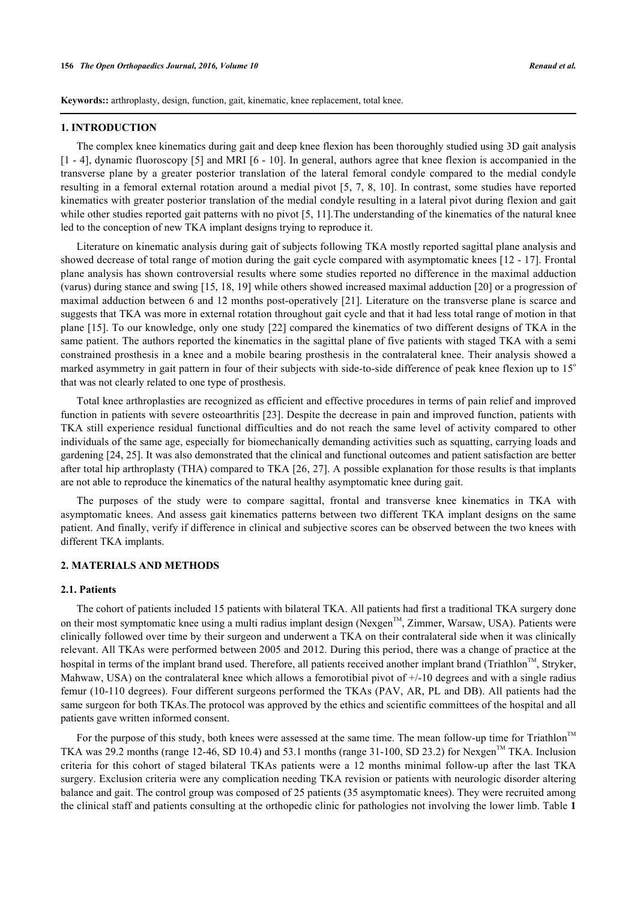**Keywords::** arthroplasty, design, function, gait, kinematic, knee replacement, total knee.

## 1. INTRODUCTION

The complex knee kinematics during gait and deep knee flexion has been thoroughly studied using 3D gait analysis [1 - 4], dynamic fluoroscopy [5] and MRI [6 - 10]. In general, authors agree that knee flexion is accompanied in the transverse plane by a greater posterior translation of the lateral femoral condyle compared to the medial condyle resulting in a femoral external rotation around a medial pivot [5, 7, 8, 10]. In contrast, some studies have reported kinematics with greater posterior translation of the medial condyle resulting in a lateral pivot during flexion and gait while other studies reported gait patterns with no pivot [5, 11].The understanding of the kinematics of the natural knee led to the conception of new TKA implant designs trying to reproduce it.

Literature on kinematic analysis during gait of subjects following TKA mostly reported sagittal plane analysis and showed decrease of total range of motion during the gait cycle compared with asymptomatic knees [12 - 17]. Frontal plane analysis has shown controversial results where some studies reported no difference in the maximal adduction (varus) during stance and swing [15, 18, 19] while others showed increased maximal adduction [20] or a progression of maximal adduction between 6 and 12 months post-operatively [21]. Literature on the transverse plane is scarce and suggests that TKA was more in external rotation throughout gait cycle and that it had less total range of motion in that plane [15]. To our knowledge, only one study [22] compared the kinematics of two different designs of TKA in the same patient. The authors reported the kinematics in the sagittal plane of five patients with staged TKA with a semi constrained prosthesis in a knee and a mobile bearing prosthesis in the contralateral knee. Their analysis showed a marked asymmetry in gait pattern in four of their subjects with side-to-side difference of peak knee flexion up to 15° that was not clearly related to one type of prosthesis.

Total knee arthroplasties are recognized as efficient and effective procedures in terms of pain relief and improved function in patients with severe osteoarthritis [23]. Despite the decrease in pain and improved function, patients with TKA still experience residual functional difficulties and do not reach the same level of activity compared to other individuals of the same age, especially for biomechanically demanding activities such as squatting, carrying loads and gardening [24, 25]. It was also demonstrated that the clinical and functional outcomes and patient satisfaction are better after total hip arthroplasty (THA) compared to TKA [26, 27]. A possible explanation for those results is that implants are not able to reproduce the kinematics of the natural healthy asymptomatic knee during gait.

The purposes of the study were to compare sagittal, frontal and transverse knee kinematics in TKA with asymptomatic knees. And assess gait kinematics patterns between two different TKA implant designs on the same patient. And finally, verify if difference in clinical and subjective scores can be observed between the two knees with different TKA implants.

## 2. MATERIALS AND METHODS

### 2.1. Patients

The cohort of patients included 15 patients with bilateral TKA. All patients had first a traditional TKA surgery done on their most symptomatic knee using a multi radius implant design (Nexgen™, Zimmer, Warsaw, USA). Patients were clinically followed over time by their surgeon and underwent a TKA on their contralateral side when it was clinically relevant. All TKAs were performed between 2005 and 2012. During this period, there was a change of practice at the hospital in terms of the implant brand used. Therefore, all patients received another implant brand (Triathlon™, Stryker, Mahwaw, USA) on the contralateral knee which allows a femorotibial pivot of +/-10 degrees and with a single radius femur (10-110 degrees). Four different surgeons performed the TKAs (PAV, AR, PL and DB). All patients had the same surgeon for both TKAs.The protocol was approved by the ethics and scientific committees of the hospital and all patients gave written informed consent.

For the purpose of this study, both knees were assessed at the same time. The mean follow-up time for Triathlon™ TKA was 29.2 months (range 12-46, SD 10.4) and 53.1 months (range 31-100, SD 23.2) for Nexgen™ TKA. Inclusion criteria for this cohort of staged bilateral TKAs patients were a 12 months minimal follow-up after the last TKA surgery. Exclusion criteria were any complication needing TKA revision or patients with neurologic disorder altering balance and gait. The control group was composed of 25 patients (35 asymptomatic knees). They were recruited among the clinical staff and patients consulting at the orthopedic clinic for pathologies not involving the lower limb. Table **1**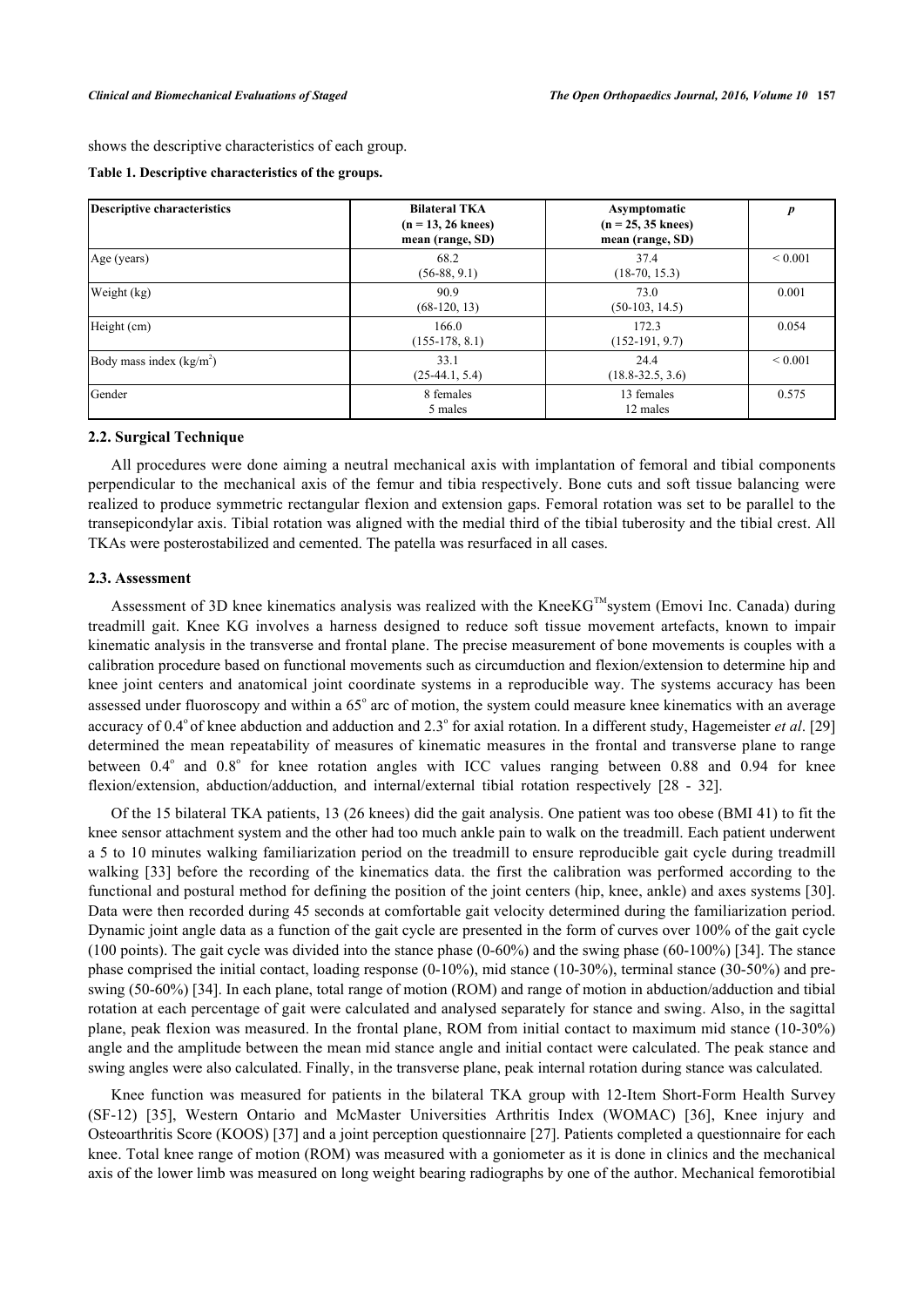shows the descriptive characteristics of each group.

**Table 1. Descriptive characteristics of the groups.**

| Descriptive characteristics | Bilateral TKA (n = 13, 26 knees) mean (range, SD) | Asymptomatic (n = 25, 35 knees) mean (range, SD) | *p* |
|---|---|---|---|
| Age (years) | 68.2 (56-88, 9.1) | 37.4 (18-70, 15.3) | < 0.001 |
| Weight (kg) | 90.9 (68-120, 13) | 73.0 (50-103, 14.5) | 0.001 |
| Height (cm) | 166.0 (155-178, 8.1) | 172.3 (152-191, 9.7) | 0.054 |
| Body mass index (kg/m$^2$) | 33.1 (25-44.1, 5.4) | 24.4 (18.8-32.5, 3.6) | < 0.001 |
| Gender | 8 females 5 males | 13 females 12 males | 0.575 |

### 2.2. Surgical Technique

All procedures were done aiming a neutral mechanical axis with implantation of femoral and tibial components perpendicular to the mechanical axis of the femur and tibia respectively. Bone cuts and soft tissue balancing were realized to produce symmetric rectangular flexion and extension gaps. Femoral rotation was set to be parallel to the transepicondylar axis. Tibial rotation was aligned with the medial third of the tibial tuberosity and the tibial crest. All TKAs were posterostabilized and cemented. The patella was resurfaced in all cases.

### 2.3. Assessment

Assessment of 3D knee kinematics analysis was realized with the KneeKG™system (Emovi Inc. Canada) during treadmill gait. Knee KG involves a harness designed to reduce soft tissue movement artefacts, known to impair kinematic analysis in the transverse and frontal plane. The precise measurement of bone movements is couples with a calibration procedure based on functional movements such as circumduction and flexion/extension to determine hip and knee joint centers and anatomical joint coordinate systems in a reproducible way. The systems accuracy has been assessed under fluoroscopy and within a 65$^{o}$ arc of motion, the system could measure knee kinematics with an average accuracy of 0.4$^{o}$ of knee abduction and adduction and 2.3$^{o}$ for axial rotation. In a different study, Hagemeister *et al*. [29] determined the mean repeatability of measures of kinematic measures in the frontal and transverse plane to range between 0.4$^{o}$ and 0.8$^{o}$ for knee rotation angles with ICC values ranging between 0.88 and 0.94 for knee flexion/extension, abduction/adduction, and internal/external tibial rotation respectively [28 - 32].

Of the 15 bilateral TKA patients, 13 (26 knees) did the gait analysis. One patient was too obese (BMI 41) to fit the knee sensor attachment system and the other had too much ankle pain to walk on the treadmill. Each patient underwent a 5 to 10 minutes walking familiarization period on the treadmill to ensure reproducible gait cycle during treadmill walking [33] before the recording of the kinematics data. the first the calibration was performed according to the functional and postural method for defining the position of the joint centers (hip, knee, ankle) and axes systems [30]. Data were then recorded during 45 seconds at comfortable gait velocity determined during the familiarization period. Dynamic joint angle data as a function of the gait cycle are presented in the form of curves over 100% of the gait cycle (100 points). The gait cycle was divided into the stance phase (0-60%) and the swing phase (60-100%) [34]. The stance phase comprised the initial contact, loading response (0-10%), mid stance (10-30%), terminal stance (30-50%) and pre-swing (50-60%) [34]. In each plane, total range of motion (ROM) and range of motion in abduction/adduction and tibial rotation at each percentage of gait were calculated and analysed separately for stance and swing. Also, in the sagittal plane, peak flexion was measured. In the frontal plane, ROM from initial contact to maximum mid stance (10-30%) angle and the amplitude between the mean mid stance angle and initial contact were calculated. The peak stance and swing angles were also calculated. Finally, in the transverse plane, peak internal rotation during stance was calculated.

Knee function was measured for patients in the bilateral TKA group with 12-Item Short-Form Health Survey (SF-12) [35], Western Ontario and McMaster Universities Arthritis Index (WOMAC) [36], Knee injury and Osteoarthritis Score (KOOS) [37] and a joint perception questionnaire [27]. Patients completed a questionnaire for each knee. Total knee range of motion (ROM) was measured with a goniometer as it is done in clinics and the mechanical axis of the lower limb was measured on long weight bearing radiographs by one of the author. Mechanical femorotibial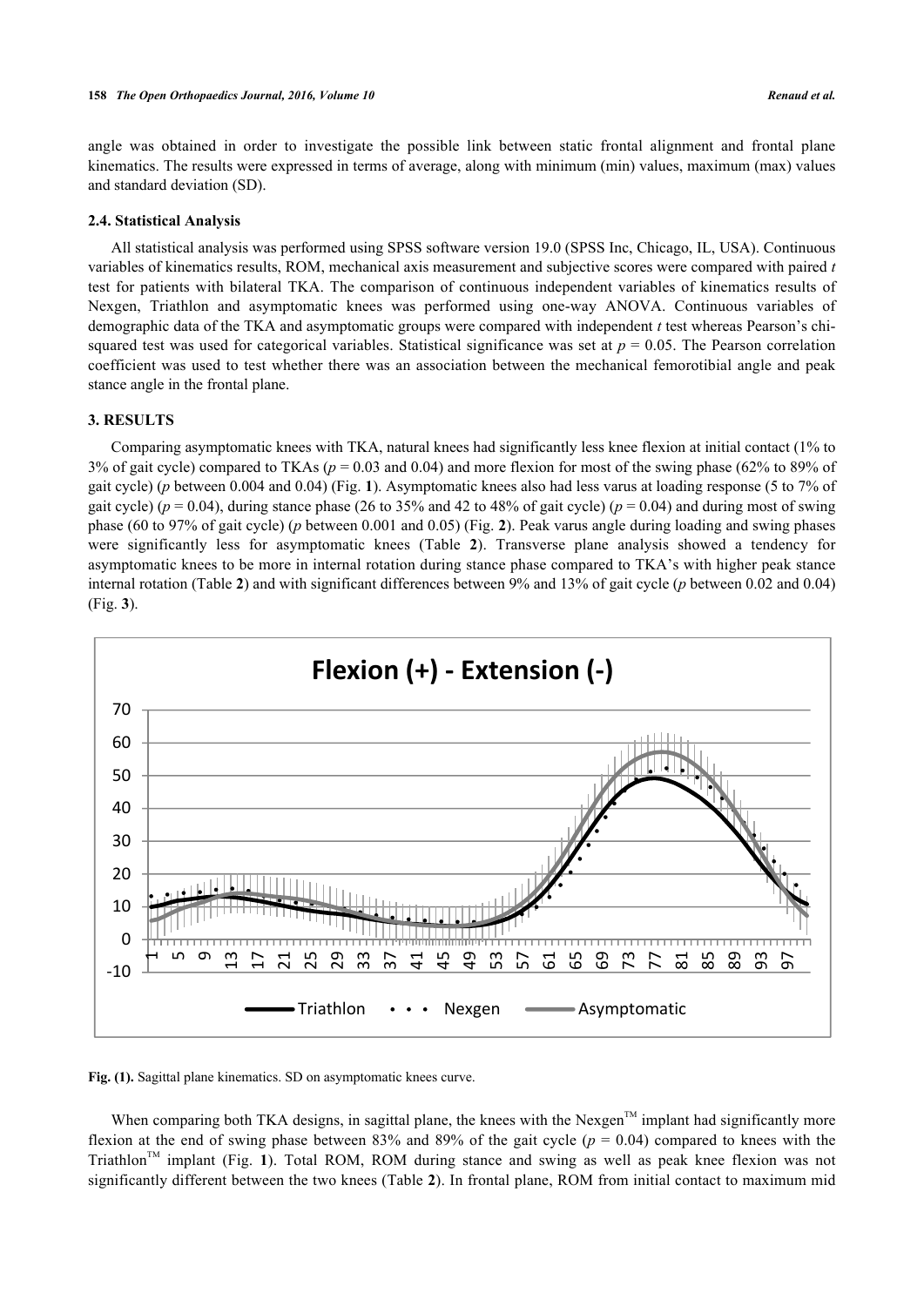angle was obtained in order to investigate the possible link between static frontal alignment and frontal plane kinematics. The results were expressed in terms of average, along with minimum (min) values, maximum (max) values and standard deviation (SD).

### 2.4. Statistical Analysis

All statistical analysis was performed using SPSS software version 19.0 (SPSS Inc, Chicago, IL, USA). Continuous variables of kinematics results, ROM, mechanical axis measurement and subjective scores were compared with paired *t* test for patients with bilateral TKA. The comparison of continuous independent variables of kinematics results of Nexgen, Triathlon and asymptomatic knees was performed using one-way ANOVA. Continuous variables of demographic data of the TKA and asymptomatic groups were compared with independent *t* test whereas Pearson's chi-squared test was used for categorical variables. Statistical significance was set at $p = 0.05$. The Pearson correlation coefficient was used to test whether there was an association between the mechanical femorotibial angle and peak stance angle in the frontal plane.

## 3. RESULTS

Comparing asymptomatic knees with TKA, natural knees had significantly less knee flexion at initial contact (1% to 3% of gait cycle) compared to TKAs ($p = 0.03$ and 0.04) and more flexion for most of the swing phase (62% to 89% of gait cycle) ($p$ between 0.004 and 0.04) (Fig. **1**). Asymptomatic knees also had less varus at loading response (5 to 7% of gait cycle) ($p = 0.04$), during stance phase (26 to 35% and 42 to 48% of gait cycle) ($p = 0.04$) and during most of swing phase (60 to 97% of gait cycle) ($p$ between 0.001 and 0.05) (Fig. **2**). Peak varus angle during loading and swing phases were significantly less for asymptomatic knees (Table **2**). Transverse plane analysis showed a tendency for asymptomatic knees to be more in internal rotation during stance phase compared to TKA's with higher peak stance internal rotation (Table **2**) and with significant differences between 9% and 13% of gait cycle ($p$ between 0.02 and 0.04) (Fig. **3**).

**Fig. (1).** Sagittal plane kinematics. SD on asymptomatic knees curve.

When comparing both TKA designs, in sagittal plane, the knees with the Nexgen™ implant had significantly more flexion at the end of swing phase between 83% and 89% of the gait cycle ($p = 0.04$) compared to knees with the Triathlon™ implant (Fig. **1**). Total ROM, ROM during stance and swing as well as peak knee flexion was not significantly different between the two knees (Table **2**). In frontal plane, ROM from initial contact to maximum mid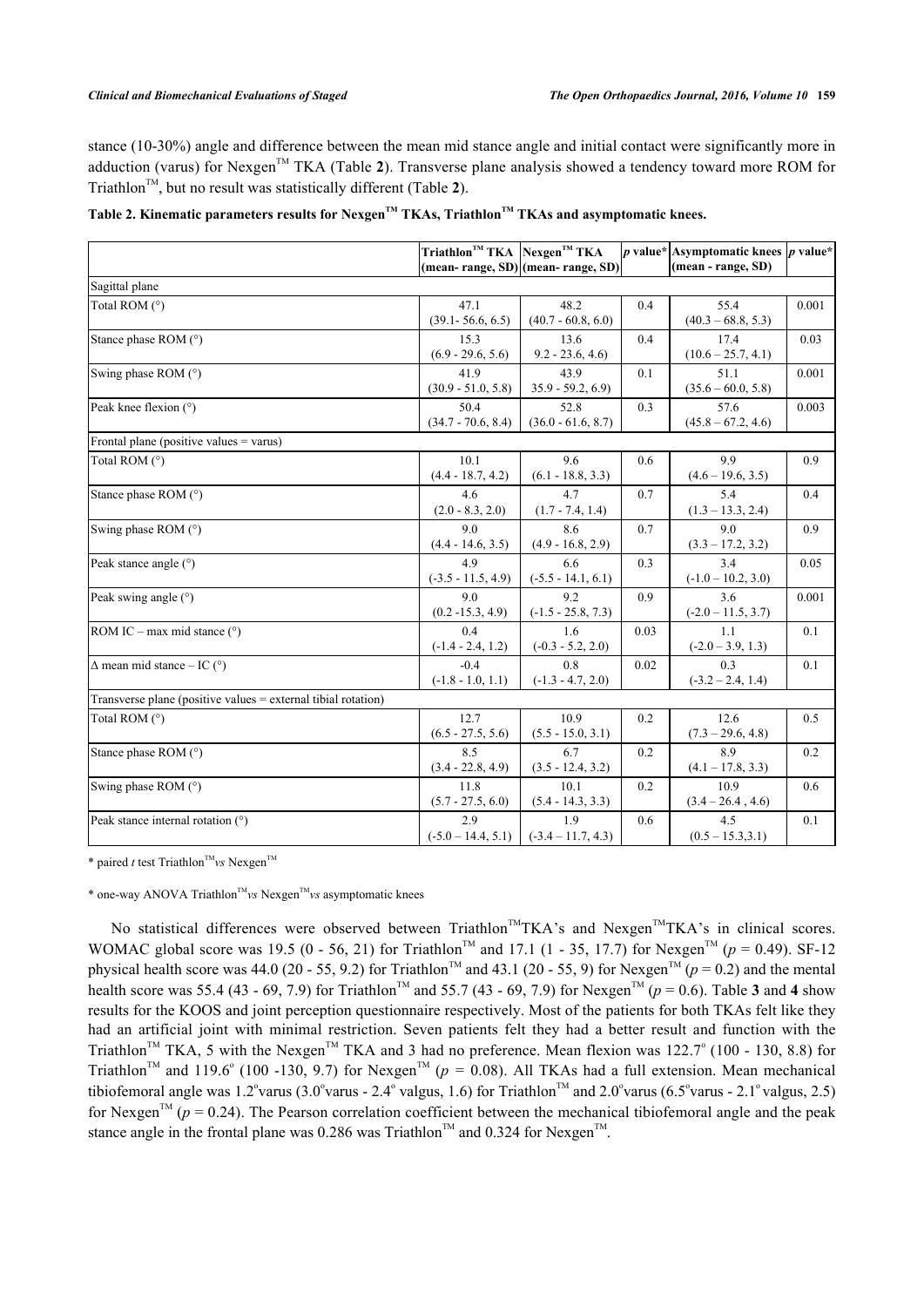stance (10-30%) angle and difference between the mean mid stance angle and initial contact were significantly more in adduction (varus) for Nexgen™ TKA (Table **2**). Transverse plane analysis showed a tendency toward more ROM for Triathlon™, but no result was statistically different (Table **2**).

**Table 2. Kinematic parameters results for Nexgen™ TKAs, Triathlon™ TKAs and asymptomatic knees.**

| | Triathlon™ TKA (mean- range, SD) | Nexgen™ TKA (mean- range, SD) | *p* value* | Asymptomatic knees (mean - range, SD) | *p* value* |
|---|---|---|---|---|---|
| Sagittal plane | | | | | |
| Total ROM (°) | 47.1 (39.1- 56.6, 6.5) | 48.2 (40.7 - 60.8, 6.0) | 0.4 | 55.4 (40.3 – 68.8, 5.3) | 0.001 |
| Stance phase ROM (°) | 15.3 (6.9 - 29.6, 5.6) | 13.6 9.2 - 23.6, 4.6) | 0.4 | 17.4 (10.6 – 25.7, 4.1) | 0.03 |
| Swing phase ROM (°) | 41.9 (30.9 - 51.0, 5.8) | 43.9 35.9 - 59.2, 6.9) | 0.1 | 51.1 (35.6 – 60.0, 5.8) | 0.001 |
| Peak knee flexion (°) | 50.4 (34.7 - 70.6, 8.4) | 52.8 (36.0 - 61.6, 8.7) | 0.3 | 57.6 (45.8 – 67.2, 4.6) | 0.003 |
| Frontal plane (positive values = varus) | | | | | |
| Total ROM (°) | 10.1 (4.4 - 18.7, 4.2) | 9.6 (6.1 - 18.8, 3.3) | 0.6 | 9.9 (4.6 – 19.6, 3.5) | 0.9 |
| Stance phase ROM (°) | 4.6 (2.0 - 8.3, 2.0) | 4.7 (1.7 - 7.4, 1.4) | 0.7 | 5.4 (1.3 – 13.3, 2.4) | 0.4 |
| Swing phase ROM (°) | 9.0 (4.4 - 14.6, 3.5) | 8.6 (4.9 - 16.8, 2.9) | 0.7 | 9.0 (3.3 – 17.2, 3.2) | 0.9 |
| Peak stance angle (°) | 4.9 (-3.5 - 11.5, 4.9) | 6.6 (-5.5 - 14.1, 6.1) | 0.3 | 3.4 (-1.0 – 10.2, 3.0) | 0.05 |
| Peak swing angle (°) | 9.0 (0.2 -15.3, 4.9) | 9.2 (-1.5 - 25.8, 7.3) | 0.9 | 3.6 (-2.0 – 11.5, 3.7) | 0.001 |
| ROM IC – max mid stance (°) | 0.4 (-1.4 - 2.4, 1.2) | 1.6 (-0.3 - 5.2, 2.0) | 0.03 | 1.1 (-2.0 – 3.9, 1.3) | 0.1 |
| Δ mean mid stance – IC (°) | -0.4 (-1.8 - 1.0, 1.1) | 0.8 (-1.3 - 4.7, 2.0) | 0.02 | 0.3 (-3.2 – 2.4, 1.4) | 0.1 |
| Transverse plane (positive values = external tibial rotation) | | | | | |
| Total ROM (°) | 12.7 (6.5 - 27.5, 5.6) | 10.9 (5.5 - 15.0, 3.1) | 0.2 | 12.6 (7.3 – 29.6, 4.8) | 0.5 |
| Stance phase ROM (°) | 8.5 (3.4 - 22.8, 4.9) | 6.7 (3.5 - 12.4, 3.2) | 0.2 | 8.9 (4.1 – 17.8, 3.3) | 0.2 |
| Swing phase ROM (°) | 11.8 (5.7 - 27.5, 6.0) | 10.1 (5.4 - 14.3, 3.3) | 0.2 | 10.9 (3.4 – 26.4 , 4.6) | 0.6 |
| Peak stance internal rotation (°) | 2.9 (-5.0 – 14.4, 5.1) | 1.9 (-3.4 – 11.7, 4.3) | 0.6 | 4.5 (0.5 – 15.3,3.1) | 0.1 |

\* paired *t* test Triathlon™ *vs* Nexgen™

\* one-way ANOVA Triathlon™ *vs* Nexgen™ *vs* asymptomatic knees

No statistical differences were observed between Triathlon™TKA's and Nexgen™TKA's in clinical scores. WOMAC global score was 19.5 (0 - 56, 21) for Triathlon™ and 17.1 (1 - 35, 17.7) for Nexgen™ ($p$ = 0.49). SF-12 physical health score was 44.0 (20 - 55, 9.2) for Triathlon™ and 43.1 (20 - 55, 9) for Nexgen™ ($p$ = 0.2) and the mental health score was 55.4 (43 - 69, 7.9) for Triathlon™ and 55.7 (43 - 69, 7.9) for Nexgen™ ($p$ = 0.6). Table **3** and **4** show results for the KOOS and joint perception questionnaire respectively. Most of the patients for both TKAs felt like they had an artificial joint with minimal restriction. Seven patients felt they had a better result and function with the Triathlon™ TKA, 5 with the Nexgen™ TKA and 3 had no preference. Mean flexion was 122.7° (100 - 130, 8.8) for Triathlon™ and 119.6° (100 -130, 9.7) for Nexgen™ ($p$ = 0.08). All TKAs had a full extension. Mean mechanical tibiofemoral angle was 1.2°varus (3.0°varus - 2.4° valgus, 1.6) for Triathlon™ and 2.0°varus (6.5°varus - 2.1° valgus, 2.5) for Nexgen™ ($p$ = 0.24). The Pearson correlation coefficient between the mechanical tibiofemoral angle and the peak stance angle in the frontal plane was 0.286 was Triathlon™ and 0.324 for Nexgen™.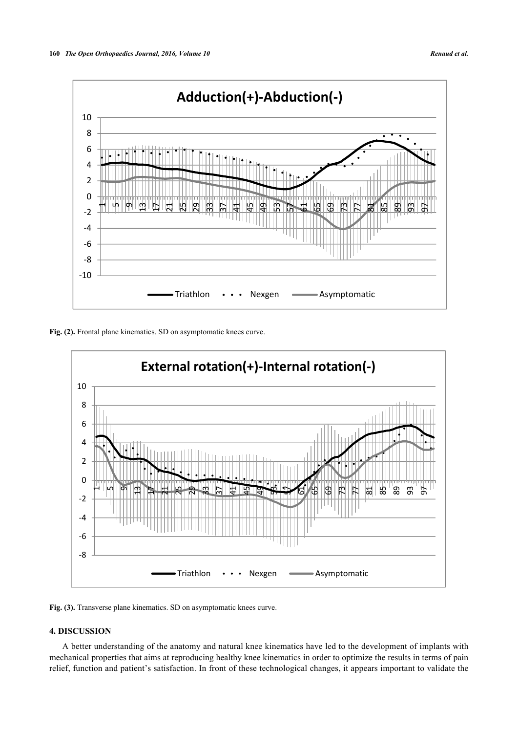Fig. (2). Frontal plane kinematics. SD on asymptomatic knees curve.

Fig. (3). Transverse plane kinematics. SD on asymptomatic knees curve.

## 4. DISCUSSION

A better understanding of the anatomy and natural knee kinematics have led to the development of implants with mechanical properties that aims at reproducing healthy knee kinematics in order to optimize the results in terms of pain relief, function and patient's satisfaction. In front of these technological changes, it appears important to validate the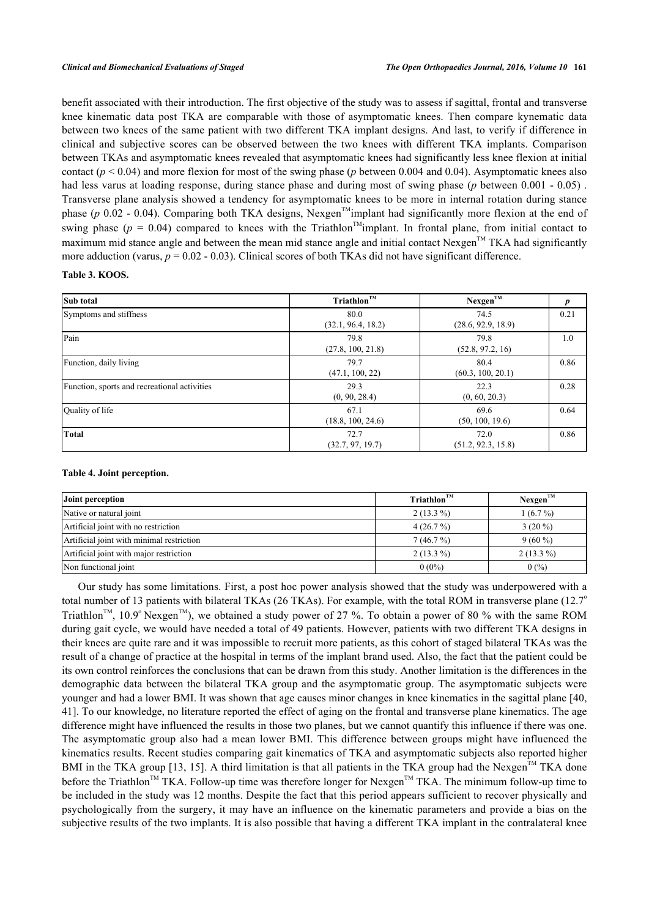benefit associated with their introduction. The first objective of the study was to assess if sagittal, frontal and transverse knee kinematic data post TKA are comparable with those of asymptomatic knees. Then compare kynematic data between two knees of the same patient with two different TKA implant designs. And last, to verify if difference in clinical and subjective scores can be observed between the two knees with different TKA implants. Comparison between TKAs and asymptomatic knees revealed that asymptomatic knees had significantly less knee flexion at initial contact ($p < 0.04$) and more flexion for most of the swing phase ($p$ between 0.004 and 0.04). Asymptomatic knees also had less varus at loading response, during stance phase and during most of swing phase ($p$ between 0.001 - 0.05) . Transverse plane analysis showed a tendency for asymptomatic knees to be more in internal rotation during stance phase ($p$ 0.02 - 0.04). Comparing both TKA designs, Nexgen™implant had significantly more flexion at the end of swing phase ($p = 0.04$) compared to knees with the Triathlon™implant. In frontal plane, from initial contact to maximum mid stance angle and between the mean mid stance angle and initial contact Nexgen™ TKA had significantly more adduction (varus, $p = 0.02 - 0.03$). Clinical scores of both TKAs did not have significant difference.

**Table 3. KOOS.**

| Sub total | Triathlon™ | Nexgen™ | p |
|---|---|---|---|
| Symptoms and stiffness | 80.0 (32.1, 96.4, 18.2) | 74.5 (28.6, 92.9, 18.9) | 0.21 |
| Pain | 79.8 (27.8, 100, 21.8) | 79.8 (52.8, 97.2, 16) | 1.0 |
| Function, daily living | 79.7 (47.1, 100, 22) | 80.4 (60.3, 100, 20.1) | 0.86 |
| Function, sports and recreational activities | 29.3 (0, 90, 28.4) | 22.3 (0, 60, 20.3) | 0.28 |
| Quality of life | 67.1 (18.8, 100, 24.6) | 69.6 (50, 100, 19.6) | 0.64 |
| **Total** | 72.7 (32.7, 97, 19.7) | 72.0 (51.2, 92.3, 15.8) | 0.86 |

**Table 4. Joint perception.**

| Joint perception | Triathlon™ | Nexgen™ |
|---|---|---|
| Native or natural joint | 2 (13.3 %) | 1 (6.7 %) |
| Artificial joint with no restriction | 4 (26.7 %) | 3 (20 %) |
| Artificial joint with minimal restriction | 7 (46.7 %) | 9 (60 %) |
| Artificial joint with major restriction | 2 (13.3 %) | 2 (13.3 %) |
| Non functional joint | 0 (0%) | 0 (%) |

Our study has some limitations. First, a post hoc power analysis showed that the study was underpowered with a total number of 13 patients with bilateral TKAs (26 TKAs). For example, with the total ROM in transverse plane (12.7° Triathlon™, 10.9° Nexgen™), we obtained a study power of 27 %. To obtain a power of 80 % with the same ROM during gait cycle, we would have needed a total of 49 patients. However, patients with two different TKA designs in their knees are quite rare and it was impossible to recruit more patients, as this cohort of staged bilateral TKAs was the result of a change of practice at the hospital in terms of the implant brand used. Also, the fact that the patient could be its own control reinforces the conclusions that can be drawn from this study. Another limitation is the differences in the demographic data between the bilateral TKA group and the asymptomatic group. The asymptomatic subjects were younger and had a lower BMI. It was shown that age causes minor changes in knee kinematics in the sagittal plane [40, 41]. To our knowledge, no literature reported the effect of aging on the frontal and transverse plane kinematics. The age difference might have influenced the results in those two planes, but we cannot quantify this influence if there was one. The asymptomatic group also had a mean lower BMI. This difference between groups might have influenced the kinematics results. Recent studies comparing gait kinematics of TKA and asymptomatic subjects also reported higher BMI in the TKA group [13, 15]. A third limitation is that all patients in the TKA group had the Nexgen™ TKA done before the Triathlon™ TKA. Follow-up time was therefore longer for Nexgen™ TKA. The minimum follow-up time to be included in the study was 12 months. Despite the fact that this period appears sufficient to recover physically and psychologically from the surgery, it may have an influence on the kinematic parameters and provide a bias on the subjective results of the two implants. It is also possible that having a different TKA implant in the contralateral knee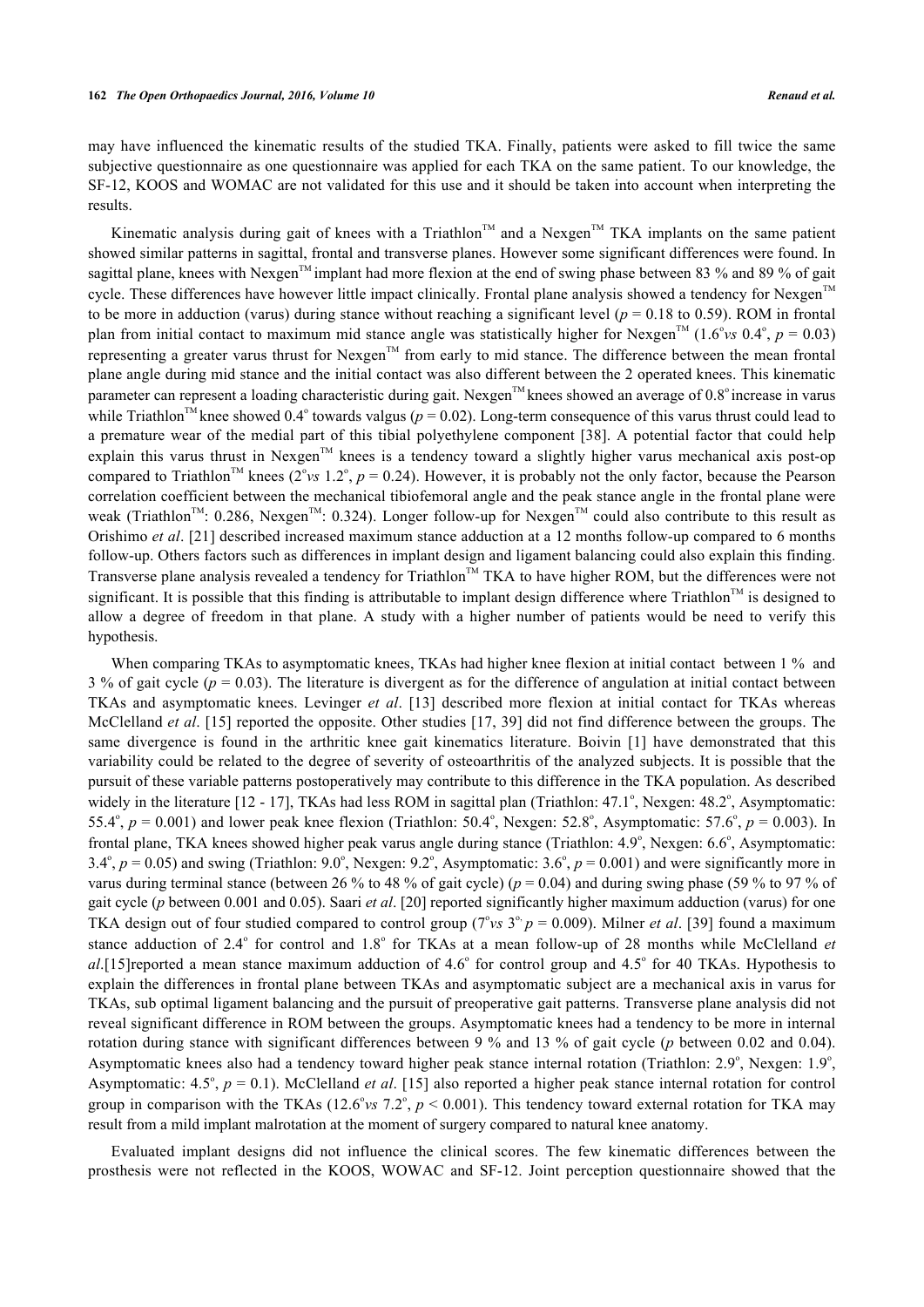may have influenced the kinematic results of the studied TKA. Finally, patients were asked to fill twice the same subjective questionnaire as one questionnaire was applied for each TKA on the same patient. To our knowledge, the SF-12, KOOS and WOMAC are not validated for this use and it should be taken into account when interpreting the results.

Kinematic analysis during gait of knees with a Triathlon™ and a Nexgen™ TKA implants on the same patient showed similar patterns in sagittal, frontal and transverse planes. However some significant differences were found. In sagittal plane, knees with Nexgen™ implant had more flexion at the end of swing phase between 83 % and 89 % of gait cycle. These differences have however little impact clinically. Frontal plane analysis showed a tendency for Nexgen™ to be more in adduction (varus) during stance without reaching a significant level ($p = 0.18$ to 0.59). ROM in frontal plan from initial contact to maximum mid stance angle was statistically higher for Nexgen™ (1.6° *vs* 0.4°, $p = 0.03$) representing a greater varus thrust for Nexgen™ from early to mid stance. The difference between the mean frontal plane angle during mid stance and the initial contact was also different between the 2 operated knees. This kinematic parameter can represent a loading characteristic during gait. Nexgen™ knees showed an average of 0.8° increase in varus while Triathlon™ knee showed 0.4° towards valgus ($p = 0.02$). Long-term consequence of this varus thrust could lead to a premature wear of the medial part of this tibial polyethylene component [38]. A potential factor that could help explain this varus thrust in Nexgen™ knees is a tendency toward a slightly higher varus mechanical axis post-op compared to Triathlon™ knees (2° *vs* 1.2°, $p = 0.24$). However, it is probably not the only factor, because the Pearson correlation coefficient between the mechanical tibiofemoral angle and the peak stance angle in the frontal plane were weak (Triathlon™: 0.286, Nexgen™: 0.324). Longer follow-up for Nexgen™ could also contribute to this result as Orishimo *et al*. [21] described increased maximum stance adduction at a 12 months follow-up compared to 6 months follow-up. Others factors such as differences in implant design and ligament balancing could also explain this finding. Transverse plane analysis revealed a tendency for Triathlon™ TKA to have higher ROM, but the differences were not significant. It is possible that this finding is attributable to implant design difference where Triathlon™ is designed to allow a degree of freedom in that plane. A study with a higher number of patients would be need to verify this hypothesis.

When comparing TKAs to asymptomatic knees, TKAs had higher knee flexion at initial contact between 1 % and 3 % of gait cycle ($p = 0.03$). The literature is divergent as for the difference of angulation at initial contact between TKAs and asymptomatic knees. Levinger *et al*. [13] described more flexion at initial contact for TKAs whereas McClelland *et al*. [15] reported the opposite. Other studies [17, 39] did not find difference between the groups. The same divergence is found in the arthritic knee gait kinematics literature. Boivin [1] have demonstrated that this variability could be related to the degree of severity of osteoarthritis of the analyzed subjects. It is possible that the pursuit of these variable patterns postoperatively may contribute to this difference in the TKA population. As described widely in the literature [12 - 17], TKAs had less ROM in sagittal plan (Triathlon: 47.1°, Nexgen: 48.2°, Asymptomatic: 55.4°, $p = 0.001$) and lower peak knee flexion (Triathlon: 50.4°, Nexgen: 52.8°, Asymptomatic: 57.6°, $p = 0.003$). In frontal plane, TKA knees showed higher peak varus angle during stance (Triathlon: 4.9°, Nexgen: 6.6°, Asymptomatic: 3.4°, $p = 0.05$) and swing (Triathlon: 9.0°, Nexgen: 9.2°, Asymptomatic: 3.6°, $p = 0.001$) and were significantly more in varus during terminal stance (between 26 % to 48 % of gait cycle) ($p = 0.04$) and during swing phase (59 % to 97 % of gait cycle ($p$ between 0.001 and 0.05). Saari *et al*. [20] reported significantly higher maximum adduction (varus) for one TKA design out of four studied compared to control group (7° *vs* 3°, $p = 0.009$). Milner *et al*. [39] found a maximum stance adduction of 2.4° for control and 1.8° for TKAs at a mean follow-up of 28 months while McClelland *et al*.[15]reported a mean stance maximum adduction of 4.6° for control group and 4.5° for 40 TKAs. Hypothesis to explain the differences in frontal plane between TKAs and asymptomatic subject are a mechanical axis in varus for TKAs, sub optimal ligament balancing and the pursuit of preoperative gait patterns. Transverse plane analysis did not reveal significant difference in ROM between the groups. Asymptomatic knees had a tendency to be more in internal rotation during stance with significant differences between 9 % and 13 % of gait cycle ($p$ between 0.02 and 0.04). Asymptomatic knees also had a tendency toward higher peak stance internal rotation (Triathlon: 2.9°, Nexgen: 1.9°, Asymptomatic: 4.5°, $p = 0.1$). McClelland *et al*. [15] also reported a higher peak stance internal rotation for control group in comparison with the TKAs (12.6° *vs* 7.2°, $p < 0.001$). This tendency toward external rotation for TKA may result from a mild implant malrotation at the moment of surgery compared to natural knee anatomy.

Evaluated implant designs did not influence the clinical scores. The few kinematic differences between the prosthesis were not reflected in the KOOS, WOWAC and SF-12. Joint perception questionnaire showed that the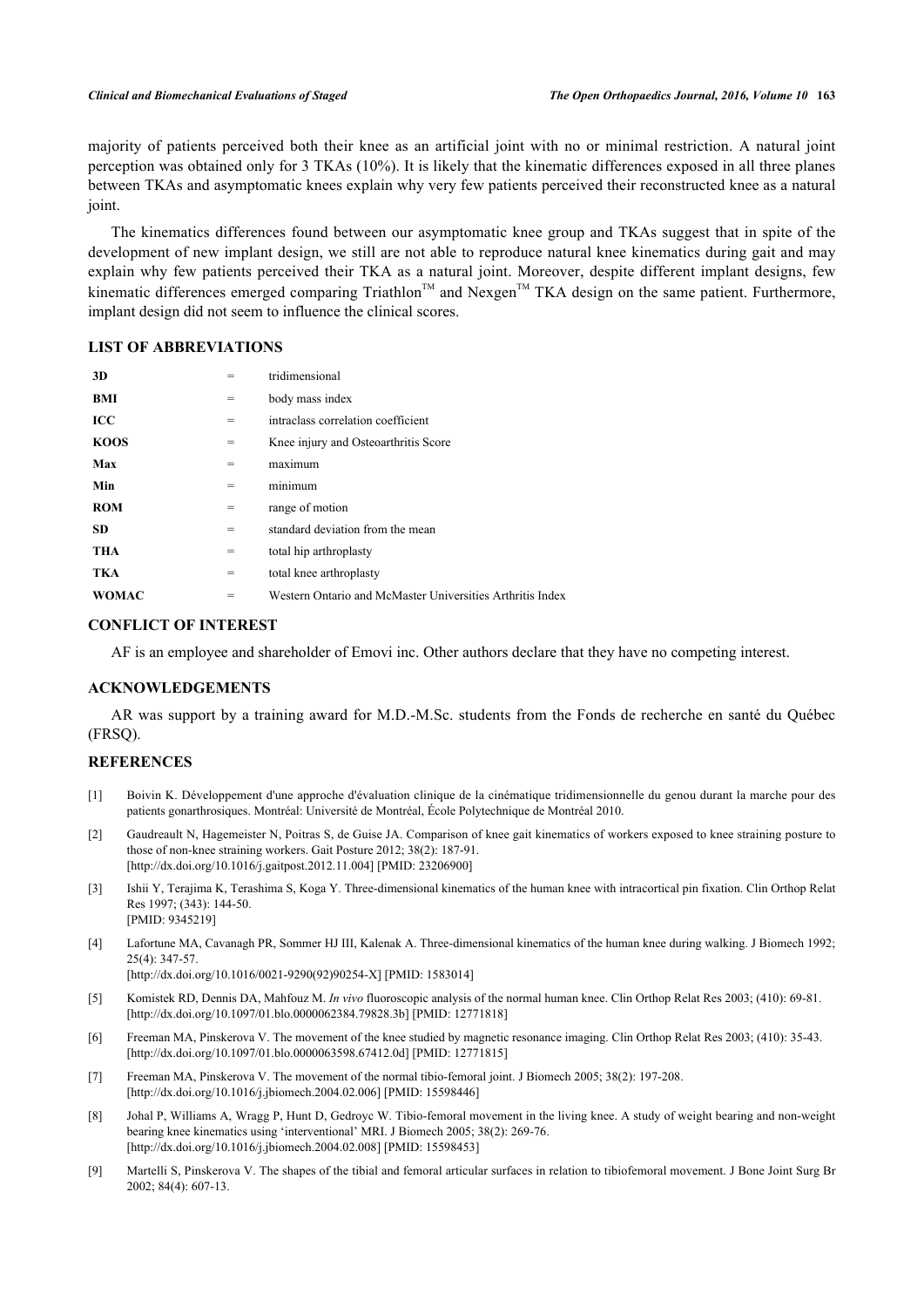majority of patients perceived both their knee as an artificial joint with no or minimal restriction. A natural joint perception was obtained only for 3 TKAs (10%). It is likely that the kinematic differences exposed in all three planes between TKAs and asymptomatic knees explain why very few patients perceived their reconstructed knee as a natural joint.

The kinematics differences found between our asymptomatic knee group and TKAs suggest that in spite of the development of new implant design, we still are not able to reproduce natural knee kinematics during gait and may explain why few patients perceived their TKA as a natural joint. Moreover, despite different implant designs, few kinematic differences emerged comparing Triathlon™ and Nexgen™ TKA design on the same patient. Furthermore, implant design did not seem to influence the clinical scores.

## LIST OF ABBREVIATIONS

| | | |
|---|---|---|
| **3D** | = | tridimensional |
| **BMI** | = | body mass index |
| **ICC** | = | intraclass correlation coefficient |
| **KOOS** | = | Knee injury and Osteoarthritis Score |
| **Max** | = | maximum |
| **Min** | = | minimum |
| **ROM** | = | range of motion |
| **SD** | = | standard deviation from the mean |
| **THA** | = | total hip arthroplasty |
| **TKA** | = | total knee arthroplasty |
| **WOMAC** | = | Western Ontario and McMaster Universities Arthritis Index |

## CONFLICT OF INTEREST

AF is an employee and shareholder of Emovi inc. Other authors declare that they have no competing interest.

## ACKNOWLEDGEMENTS

AR was support by a training award for M.D.-M.Sc. students from the Fonds de recherche en santé du Québec (FRSQ).

## REFERENCES

[1] Boivin K. Développement d'une approche d'évaluation clinique de la cinématique tridimensionnelle du genou durant la marche pour des patients gonarthrosiques. Montréal: Université de Montréal, École Polytechnique de Montréal 2010.

[2] Gaudreault N, Hagemeister N, Poitras S, de Guise JA. Comparison of knee gait kinematics of workers exposed to knee straining posture to those of non-knee straining workers. Gait Posture 2012; 38(2): 187-91.
[http://dx.doi.org/10.1016/j.gaitpost.2012.11.004] [PMID: 23206900]

[3] Ishii Y, Terajima K, Terashima S, Koga Y. Three-dimensional kinematics of the human knee with intracortical pin fixation. Clin Orthop Relat Res 1997; (343): 144-50.
[PMID: 9345219]

[4] Lafortune MA, Cavanagh PR, Sommer HJ III, Kalenak A. Three-dimensional kinematics of the human knee during walking. J Biomech 1992; 25(4): 347-57.
[http://dx.doi.org/10.1016/0021-9290(92)90254-X] [PMID: 1583014]

[5] Komistek RD, Dennis DA, Mahfouz M. *In vivo* fluoroscopic analysis of the normal human knee. Clin Orthop Relat Res 2003; (410): 69-81.
[http://dx.doi.org/10.1097/01.blo.0000062384.79828.3b] [PMID: 12771818]

[6] Freeman MA, Pinskerova V. The movement of the knee studied by magnetic resonance imaging. Clin Orthop Relat Res 2003; (410): 35-43.
[http://dx.doi.org/10.1097/01.blo.0000063598.67412.0d] [PMID: 12771815]

[7] Freeman MA, Pinskerova V. The movement of the normal tibio-femoral joint. J Biomech 2005; 38(2): 197-208.
[http://dx.doi.org/10.1016/j.jbiomech.2004.02.006] [PMID: 15598446]

[8] Johal P, Williams A, Wragg P, Hunt D, Gedroyc W. Tibio-femoral movement in the living knee. A study of weight bearing and non-weight bearing knee kinematics using 'interventional' MRI. J Biomech 2005; 38(2): 269-76.
[http://dx.doi.org/10.1016/j.jbiomech.2004.02.008] [PMID: 15598453]

[9] Martelli S, Pinskerova V. The shapes of the tibial and femoral articular surfaces in relation to tibiofemoral movement. J Bone Joint Surg Br 2002; 84(4): 607-13.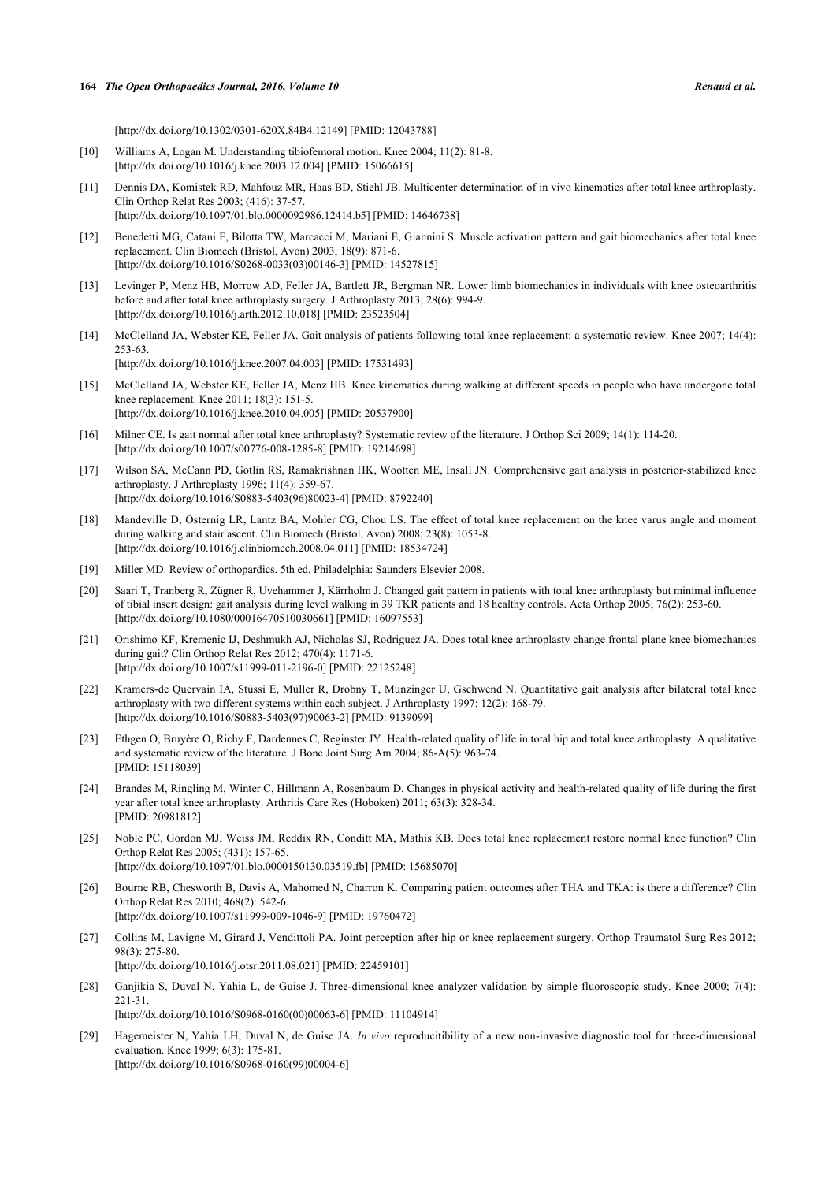[http://dx.doi.org/10.1302/0301-620X.84B4.12149] [PMID: 12043788]

[10] Williams A, Logan M. Understanding tibiofemoral motion. Knee 2004; 11(2): 81-8.
[http://dx.doi.org/10.1016/j.knee.2003.12.004] [PMID: 15066615]

[11] Dennis DA, Komistek RD, Mahfouz MR, Haas BD, Stiehl JB. Multicenter determination of in vivo kinematics after total knee arthroplasty. Clin Orthop Relat Res 2003; (416): 37-57.
[http://dx.doi.org/10.1097/01.blo.0000092986.12414.b5] [PMID: 14646738]

[12] Benedetti MG, Catani F, Bilotta TW, Marcacci M, Mariani E, Giannini S. Muscle activation pattern and gait biomechanics after total knee replacement. Clin Biomech (Bristol, Avon) 2003; 18(9): 871-6.
[http://dx.doi.org/10.1016/S0268-0033(03)00146-3] [PMID: 14527815]

[13] Levinger P, Menz HB, Morrow AD, Feller JA, Bartlett JR, Bergman NR. Lower limb biomechanics in individuals with knee osteoarthritis before and after total knee arthroplasty surgery. J Arthroplasty 2013; 28(6): 994-9.
[http://dx.doi.org/10.1016/j.arth.2012.10.018] [PMID: 23523504]

[14] McClelland JA, Webster KE, Feller JA. Gait analysis of patients following total knee replacement: a systematic review. Knee 2007; 14(4): 253-63.
[http://dx.doi.org/10.1016/j.knee.2007.04.003] [PMID: 17531493]

[15] McClelland JA, Webster KE, Feller JA, Menz HB. Knee kinematics during walking at different speeds in people who have undergone total knee replacement. Knee 2011; 18(3): 151-5.
[http://dx.doi.org/10.1016/j.knee.2010.04.005] [PMID: 20537900]

[16] Milner CE. Is gait normal after total knee arthroplasty? Systematic review of the literature. J Orthop Sci 2009; 14(1): 114-20.
[http://dx.doi.org/10.1007/s00776-008-1285-8] [PMID: 19214698]

[17] Wilson SA, McCann PD, Gotlin RS, Ramakrishnan HK, Wootten ME, Insall JN. Comprehensive gait analysis in posterior-stabilized knee arthroplasty. J Arthroplasty 1996; 11(4): 359-67.
[http://dx.doi.org/10.1016/S0883-5403(96)80023-4] [PMID: 8792240]

[18] Mandeville D, Osternig LR, Lantz BA, Mohler CG, Chou LS. The effect of total knee replacement on the knee varus angle and moment during walking and stair ascent. Clin Biomech (Bristol, Avon) 2008; 23(8): 1053-8.
[http://dx.doi.org/10.1016/j.clinbiomech.2008.04.011] [PMID: 18534724]

[19] Miller MD. Review of orthopardics. 5th ed. Philadelphia: Saunders Elsevier 2008.

[20] Saari T, Tranberg R, Zügner R, Uvehammer J, Kärrholm J. Changed gait pattern in patients with total knee arthroplasty but minimal influence of tibial insert design: gait analysis during level walking in 39 TKR patients and 18 healthy controls. Acta Orthop 2005; 76(2): 253-60.
[http://dx.doi.org/10.1080/00016470510030661] [PMID: 16097553]

[21] Orishimo KF, Kremenic IJ, Deshmukh AJ, Nicholas SJ, Rodriguez JA. Does total knee arthroplasty change frontal plane knee biomechanics during gait? Clin Orthop Relat Res 2012; 470(4): 1171-6.
[http://dx.doi.org/10.1007/s11999-011-2196-0] [PMID: 22125248]

[22] Kramers-de Quervain IA, Stüssi E, Müller R, Drobny T, Munzinger U, Gschwend N. Quantitative gait analysis after bilateral total knee arthroplasty with two different systems within each subject. J Arthroplasty 1997; 12(2): 168-79.
[http://dx.doi.org/10.1016/S0883-5403(97)90063-2] [PMID: 9139099]

[23] Ethgen O, Bruyère O, Richy F, Dardennes C, Reginster JY. Health-related quality of life in total hip and total knee arthroplasty. A qualitative and systematic review of the literature. J Bone Joint Surg Am 2004; 86-A(5): 963-74.
[PMID: 15118039]

[24] Brandes M, Ringling M, Winter C, Hillmann A, Rosenbaum D. Changes in physical activity and health-related quality of life during the first year after total knee arthroplasty. Arthritis Care Res (Hoboken) 2011; 63(3): 328-34.
[PMID: 20981812]

[25] Noble PC, Gordon MJ, Weiss JM, Reddix RN, Conditt MA, Mathis KB. Does total knee replacement restore normal knee function? Clin Orthop Relat Res 2005; (431): 157-65.
[http://dx.doi.org/10.1097/01.blo.0000150130.03519.fb] [PMID: 15685070]

[26] Bourne RB, Chesworth B, Davis A, Mahomed N, Charron K. Comparing patient outcomes after THA and TKA: is there a difference? Clin Orthop Relat Res 2010; 468(2): 542-6.
[http://dx.doi.org/10.1007/s11999-009-1046-9] [PMID: 19760472]

[27] Collins M, Lavigne M, Girard J, Vendittoli PA. Joint perception after hip or knee replacement surgery. Orthop Traumatol Surg Res 2012; 98(3): 275-80.
[http://dx.doi.org/10.1016/j.otsr.2011.08.021] [PMID: 22459101]

[28] Ganjikia S, Duval N, Yahia L, de Guise J. Three-dimensional knee analyzer validation by simple fluoroscopic study. Knee 2000; 7(4): 221-31.
[http://dx.doi.org/10.1016/S0968-0160(00)00063-6] [PMID: 11104914]

[29] Hagemeister N, Yahia LH, Duval N, de Guise JA. *In vivo* reproducitibility of a new non-invasive diagnostic tool for three-dimensional evaluation. Knee 1999; 6(3): 175-81.
[http://dx.doi.org/10.1016/S0968-0160(99)00004-6]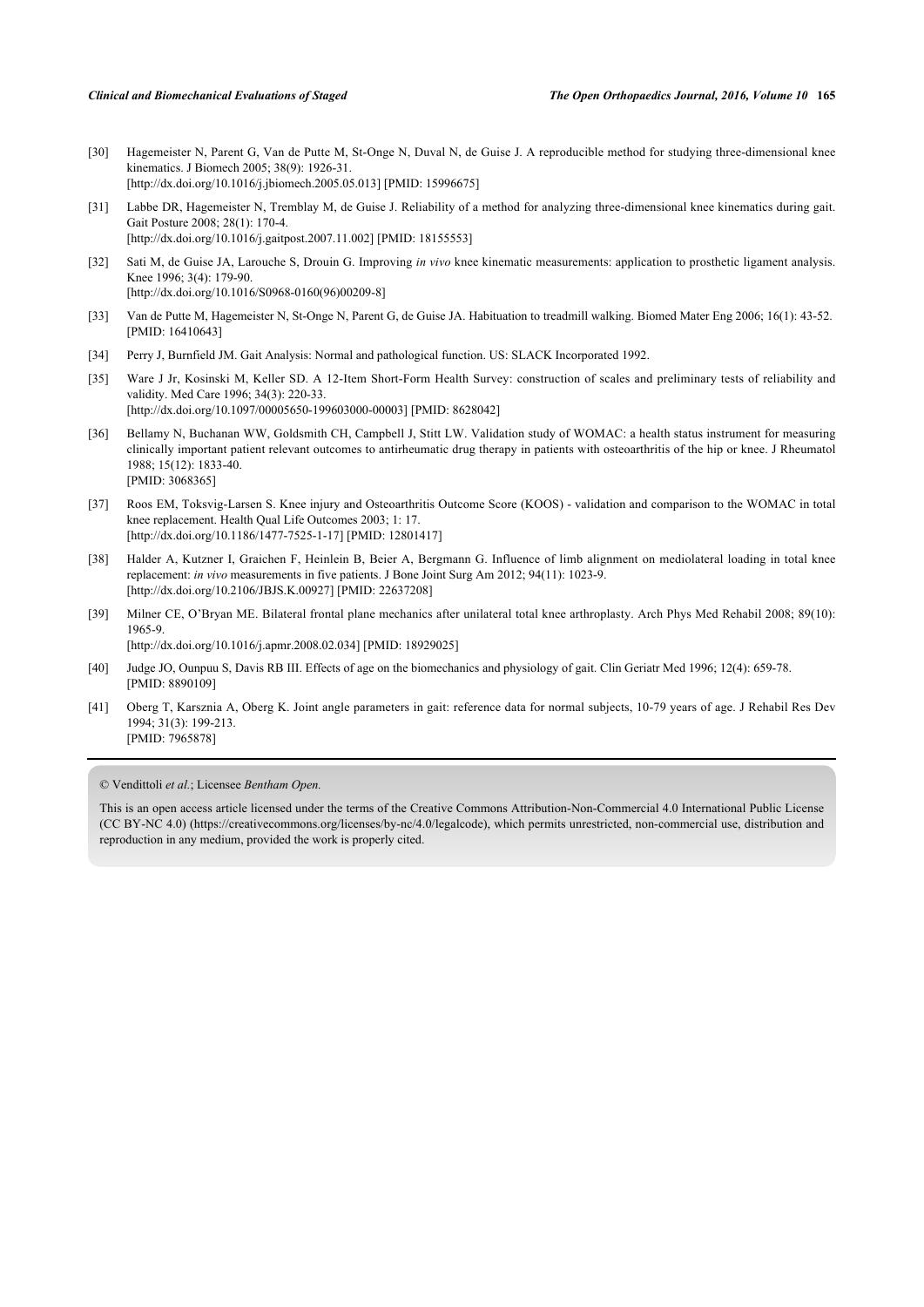[30] Hagemeister N, Parent G, Van de Putte M, St-Onge N, Duval N, de Guise J. A reproducible method for studying three-dimensional knee kinematics. J Biomech 2005; 38(9): 1926-31.
[http://dx.doi.org/10.1016/j.jbiomech.2005.05.013] [PMID: 15996675]

[31] Labbe DR, Hagemeister N, Tremblay M, de Guise J. Reliability of a method for analyzing three-dimensional knee kinematics during gait. Gait Posture 2008; 28(1): 170-4.
[http://dx.doi.org/10.1016/j.gaitpost.2007.11.002] [PMID: 18155553]

[32] Sati M, de Guise JA, Larouche S, Drouin G. Improving *in vivo* knee kinematic measurements: application to prosthetic ligament analysis. Knee 1996; 3(4): 179-90.
[http://dx.doi.org/10.1016/S0968-0160(96)00209-8]

[33] Van de Putte M, Hagemeister N, St-Onge N, Parent G, de Guise JA. Habituation to treadmill walking. Biomed Mater Eng 2006; 16(1): 43-52. [PMID: 16410643]

[34] Perry J, Burnfield JM. Gait Analysis: Normal and pathological function. US: SLACK Incorporated 1992.

[35] Ware J Jr, Kosinski M, Keller SD. A 12-Item Short-Form Health Survey: construction of scales and preliminary tests of reliability and validity. Med Care 1996; 34(3): 220-33.
[http://dx.doi.org/10.1097/00005650-199603000-00003] [PMID: 8628042]

[36] Bellamy N, Buchanan WW, Goldsmith CH, Campbell J, Stitt LW. Validation study of WOMAC: a health status instrument for measuring clinically important patient relevant outcomes to antirheumatic drug therapy in patients with osteoarthritis of the hip or knee. J Rheumatol 1988; 15(12): 1833-40.
[PMID: 3068365]

[37] Roos EM, Toksvig-Larsen S. Knee injury and Osteoarthritis Outcome Score (KOOS) - validation and comparison to the WOMAC in total knee replacement. Health Qual Life Outcomes 2003; 1: 17.
[http://dx.doi.org/10.1186/1477-7525-1-17] [PMID: 12801417]

[38] Halder A, Kutzner I, Graichen F, Heinlein B, Beier A, Bergmann G. Influence of limb alignment on mediolateral loading in total knee replacement: *in vivo* measurements in five patients. J Bone Joint Surg Am 2012; 94(11): 1023-9.
[http://dx.doi.org/10.2106/JBJS.K.00927] [PMID: 22637208]

[39] Milner CE, O'Bryan ME. Bilateral frontal plane mechanics after unilateral total knee arthroplasty. Arch Phys Med Rehabil 2008; 89(10): 1965-9.
[http://dx.doi.org/10.1016/j.apmr.2008.02.034] [PMID: 18929025]

[40] Judge JO, Ounpuu S, Davis RB III. Effects of age on the biomechanics and physiology of gait. Clin Geriatr Med 1996; 12(4): 659-78.
[PMID: 8890109]

[41] Oberg T, Karsznia A, Oberg K. Joint angle parameters in gait: reference data for normal subjects, 10-79 years of age. J Rehabil Res Dev 1994; 31(3): 199-213.
[PMID: 7965878]

© Vendittoli *et al.*; Licensee *Bentham Open*.

This is an open access article licensed under the terms of the Creative Commons Attribution-Non-Commercial 4.0 International Public License (CC BY-NC 4.0) (https://creativecommons.org/licenses/by-nc/4.0/legalcode), which permits unrestricted, non-commercial use, distribution and reproduction in any medium, provided the work is properly cited.